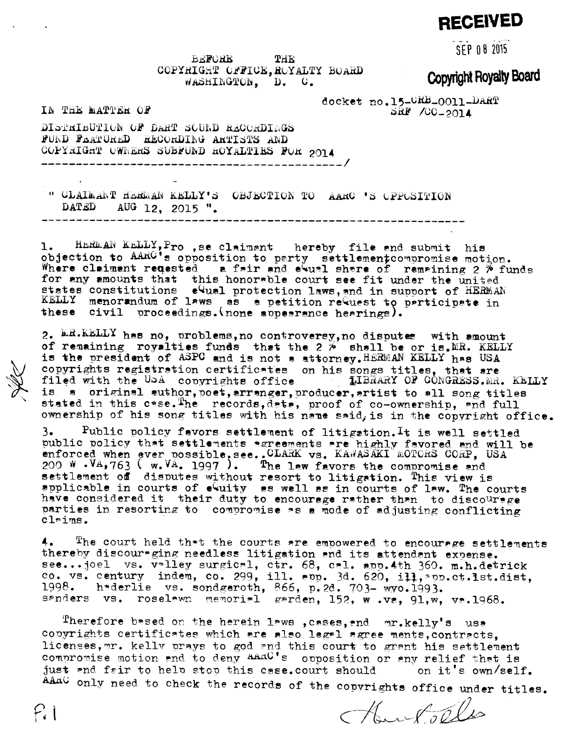**RECEIVED**

SEP 08 2015

**Copyright Royalty Board**

BEFORE THE
COPYRIGHT OFFICE, ROYALTY BOARD
WASHINGTON, D. C.

docket no.15-CRB-0011-DART
SRF /CO-2014

IN THE MATTER OF

DISTRIBUTION OF DART SOUND RECORDINGS
FUND FEATURED RECORDING ARTISTS AND
COPYRIGHT OWNERS SUBFUND ROYALTIES FOR 2014

---

" CLAIMANT HERMAN KELLY'S OBJECTION TO AARC 'S OPPOSITION
DATED AUG 12, 2015 ".

---

1. HERMAN KELLY, Pro ,se claimant hereby file and submit his objection to AARC's opposition to party settlementcompromise motion. Where claimant reqested a fair and equal share of remaining 2 % funds for any amounts that this honorable court see fit under the united states constitutions equal protection laws, and in support of HERMAN KELLY menorandum of laws as a petition request to participate in these civil proceedings.(none appearance hearings).

2. MR.KELLY has no, problems, no controversy, no disputes with amount of remaining royalties funds that the 2 % shall be or is.MR. KELLY is the president of ASPC and is not a attorney.HERMAN KELLY has USA copyrights registration certificates on his songs titles, that are filed with the USA copyrights office LIBRARY OF CONGRESS.MR. KELLY is a original author, poet, arranger, producer, artist to all song titles stated in this case.The records, data, proof of co-ownership, and full ownership of his song titles with his name said, is in the copyright office.

3. Public policy favors settlement of litigation.It is well settled public policy that settlements agreements are highly favored and will be enforced when ever possible.see..CLARK vs. KAWASAKI MOTORS CORP, USA 200 W .VA,763 ( w.VA. 1997 ). The law favors the compromise and settlement of disputes without resort to litigation. This view is applicable in courts of equity as well as in courts of law. The courts have considered it their duty to encourage rather than to discourage parties in resorting to compromise as a mode of adjusting conflicting claims.

4. The court held that the courts are empowered to encourage settlements thereby discouraging needless litigation and its attendant expense. see...joel vs. valley surgical, ctr. 68, cal. app.4th 360. m.h.detrick co. vs. century indem, co. 299, ill. app. 3d. 620, ill, app.ct.1st.dist, 1998. haderlie vs. sondgeroth, 866, p.2d. 703- wyo.1993. sanders vs. roselawn memorial garden, 152, w .va, 91,w, va.1968.

Therefore based on the herein laws ,cases, and mr.kelly's usa copyrights certificates which are also legal agree ments, contracts, licenses, mr. kelly prays to god and this court to grant his settlement compromise motion and to deny AARC's opposition or any relief that is just and fair to help stop this case.court should on it's own/self. AARC only need to check the records of the copyrights office under titles.

P.1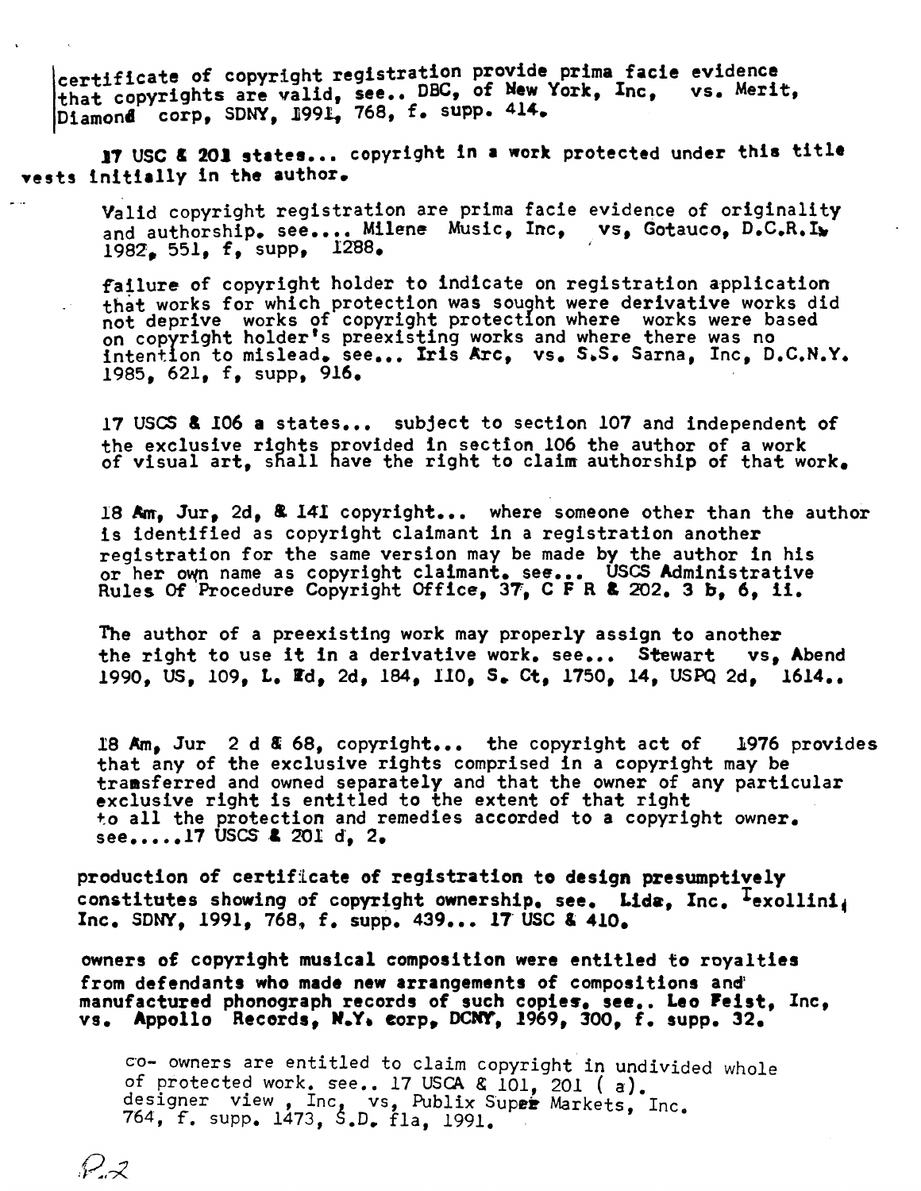certificate of copyright registration provide prima facie evidence that copyrights are valid, see.. DBC, of New York, Inc, vs. Merit, Diamond corp, SDNY, 1991, 768, f. supp. 414.

**17 USC & 201 states... copyright in a work protected under this title vests initially in the author.**

Valid copyright registration are prima facie evidence of originality and authorship. see.... Milene Music, Inc, vs, Gotauco, D.C.R.I, 1982, 551, f, supp, 1288.

failure of copyright holder to indicate on registration application that works for which protection was sought were derivative works did not deprive works of copyright protection where works were based on copyright holder's preexisting works and where there was no intention to mislead. see... Iris Arc, vs. S.S. Sarna, Inc, D.C.N.Y. 1985, 621, f, supp, 916.

17 USCS & 106 a states... subject to section 107 and independent of the exclusive rights provided in section 106 the author of a work of visual art, shall have the right to claim authorship of that work.

18 Am, Jur, 2d, & 141 copyright... where someone other than the author is identified as copyright claimant in a registration another registration for the same version may be made by the author in his or her own name as copyright claimant. see... USCS Administrative Rules Of Procedure Copyright Office, 37, C F R & 202. 3 b, 6, ii.

The author of a preexisting work may properly assign to another the right to use it in a derivative work. see... Stewart vs, Abend 1990, US, 109, L. Ed, 2d, 184, 110, S. Ct, 1750, 14, USPQ 2d, 1614..

18 Am, Jur 2 d & 68, copyright... the copyright act of 1976 provides that any of the exclusive rights comprised in a copyright may be transferred and owned separately and that the owner of any particular exclusive right is entitled to the extent of that right to all the protection and remedies accorded to a copyright owner. see.....17 USCS & 201 d, 2.

**production of certificate of registration to design presumptively constitutes showing of copyright ownership. see. Lida, Inc. Texollini, Inc. SDNY, 1991, 768, f. supp. 439... 17 USC & 410.**

**owners of copyright musical composition were entitled to royalties from defendants who made new arrangements of compositions and manufactured phonograph records of such copies. see.. Leo Feist, Inc, vs. Appollo Records, N.Y. corp, DCNY, 1969, 300, f. supp. 32.**

co- owners are entitled to claim copyright in undivided whole of protected work. see.. 17 USCA & 101, 201 ( a). designer view , Inc, vs, Publix Super Markets, Inc. 764, f. supp. 1473, S.D. fla, 1991.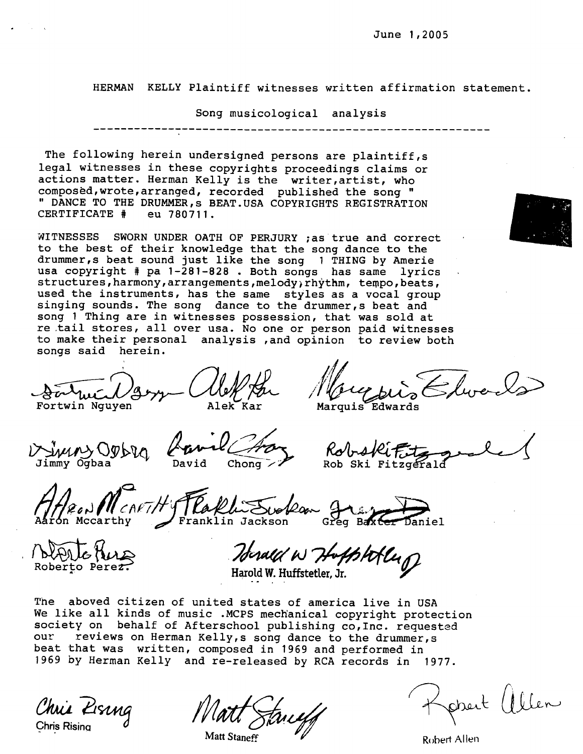June 1,2005

HERMAN KELLY Plaintiff witnesses written affirmation statement.

Song musicological analysis

---

The following herein undersigned persons are plaintiff,s legal witnesses in these copyrights proceedings claims or actions matter. Herman Kelly is the writer,artist, who composed,wrote,arranged, recorded published the song " " DANCE TO THE DRUMMER,s BEAT.USA COPYRIGHTS REGISTRATION CERTIFICATE # eu 780711.

WITNESSES SWORN UNDER OATH OF PERJURY ;as true and correct to the best of their knowledge that the song dance to the drummer,s beat sound just like the song 1 THING by Amerie usa copyright # pa 1-281-828 . Both songs has same lyrics structures,harmony,arrangements,melody;rhythm, tempo,beats, used the instruments, has the same styles as a vocal group singing sounds. The song dance to the drummer,s beat and song 1 Thing are in witnesses possession, that was sold at re tail stores, all over usa. No one or person paid witnesses to make their personal analysis ,and opinion to review both songs said herein.

Fortwin Nguyen — Alek Kar — Marquis Edwards

Jimmy Ogbaa — David Chong — Rob Ski Fitzgerald

Aaron Mccarthy — Franklin Jackson — Greg Baxter Daniel

Roberto Perez — Harold W. Huffstetler, Jr.

The aboved citizen of united states of america live in USA We like all kinds of music .MCPS mechanical copyright protection society on behalf of Afterschool publishing co,Inc. requested our reviews on Herman Kelly,s song dance to the drummer,s beat that was written, composed in 1969 and performed in 1969 by Herman Kelly and re-released by RCA records in 1977.

Chris Rising — Matt Staneff — Robert Allen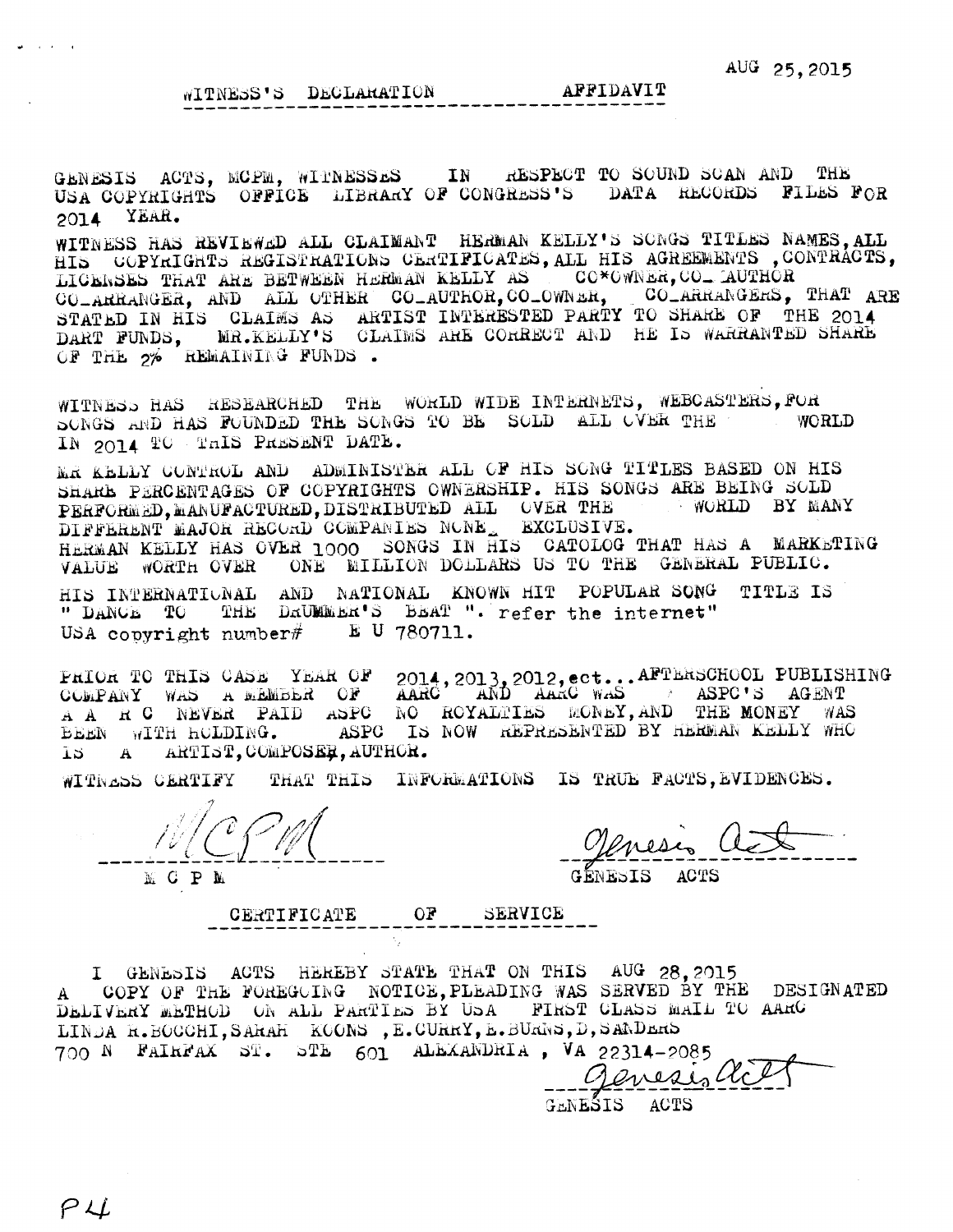AUG 25,2015

WITNESS'S DECLARATION AFFIDAVIT

---

GENESIS ACTS, MCPM, WITNESSES IN RESPECT TO SOUND SCAN AND THE USA COPYRIGHTS OFFICE LIBRARY OF CONGRESS'S DATA RECORDS FILES FOR 2014 YEAR.

WITNESS HAS REVIEWED ALL CLAIMANT HERMAN KELLY'S SONGS TITLES NAMES, ALL HIS COPYRIGHTS REGISTRATIONS CERTIFICATES, ALL HIS AGREEMENTS ,CONTRACTS, LICENSES THAT ARE BETWEEN HERMAN KELLY AS CO*OWNER,CO_AUTHOR CO_ARRANGER, AND ALL OTHER CO_AUTHOR,CO_OWNER, CO_ARRANGERS, THAT ARE STATED IN HIS CLAIMS AS ARTIST INTERESTED PARTY TO SHARE OF THE 2014 DART FUNDS, MR.KELLY'S CLAIMS ARE CORRECT AND HE IS WARRANTED SHARE OF THE 2% REMAINING FUNDS .

WITNESS HAS RESEARCHED THE WORLD WIDE INTERNETS, WEBCASTERS,FOR SONGS AND HAS FOUNDED THE SONGS TO BE SOLD ALL OVER THE WORLD IN 2014 TO THIS PRESENT DATE.

MR KELLY CONTROL AND ADMINISTER ALL OF HIS SONG TITLES BASED ON HIS SHARE PERCENTAGES OF COPYRIGHTS OWNERSHIP. HIS SONGS ARE BEING SOLD PERFORMED,MANUFACTURED,DISTRIBUTED ALL OVER THE WORLD BY MANY DIFFERENT MAJOR RECORD COMPANIES NONE_ EXCLUSIVE.
HERMAN KELLY HAS OVER 1000 SONGS IN HIS CATOLOG THAT HAS A MARKETING VALUE WORTH OVER ONE MILLION DOLLARS US TO THE GENERAL PUBLIC.

HIS INTERNATIONAL AND NATIONAL KNOWN HIT POPULAR SONG TITLE IS " DANCE TO THE DRUMMER'S BEAT ". refer the internet"
USA copyright number# E U 780711.

PRIOR TO THIS CASE YEAR OF 2014,2013,2012,ect...AFTERSCHOOL PUBLISHING COMPANY WAS A MEMBER OF AARC AND AARC WAS ASPC'S AGENT A A R C NEVER PAID ASPC NO ROYALTIES MONEY,AND THE MONEY WAS BEEN WITH HOLDING. ASPC IS NOW REPRESENTED BY HERMAN KELLY WHO IS A ARTIST,COMPOSER,AUTHOR.

WITNESS CERTIFY THAT THIS INFORMATIONS IS TRUE FACTS,EVIDENCES.

MCPM (signature)
M C P M

Genesis Acts (signature)
GENESIS ACTS

CERTIFICATE OF SERVICE

---

I GENESIS ACTS HEREBY STATE THAT ON THIS AUG 28,2015 A COPY OF THE FOREGOING NOTICE,PLEADING WAS SERVED BY THE DESIGNATED DELIVERY METHOD ON ALL PARTIES BY USA FIRST CLASS MAIL TO AARC LINDA R.BOCCHI,SARAH KOONS ,E.CURRY,E.BURNS,D,SANDERS 700 N FAIRFAX ST. STE 601 ALEXANDRIA , VA 22314-2085

Genesis Acts (signature)
GENESIS ACTS

P4